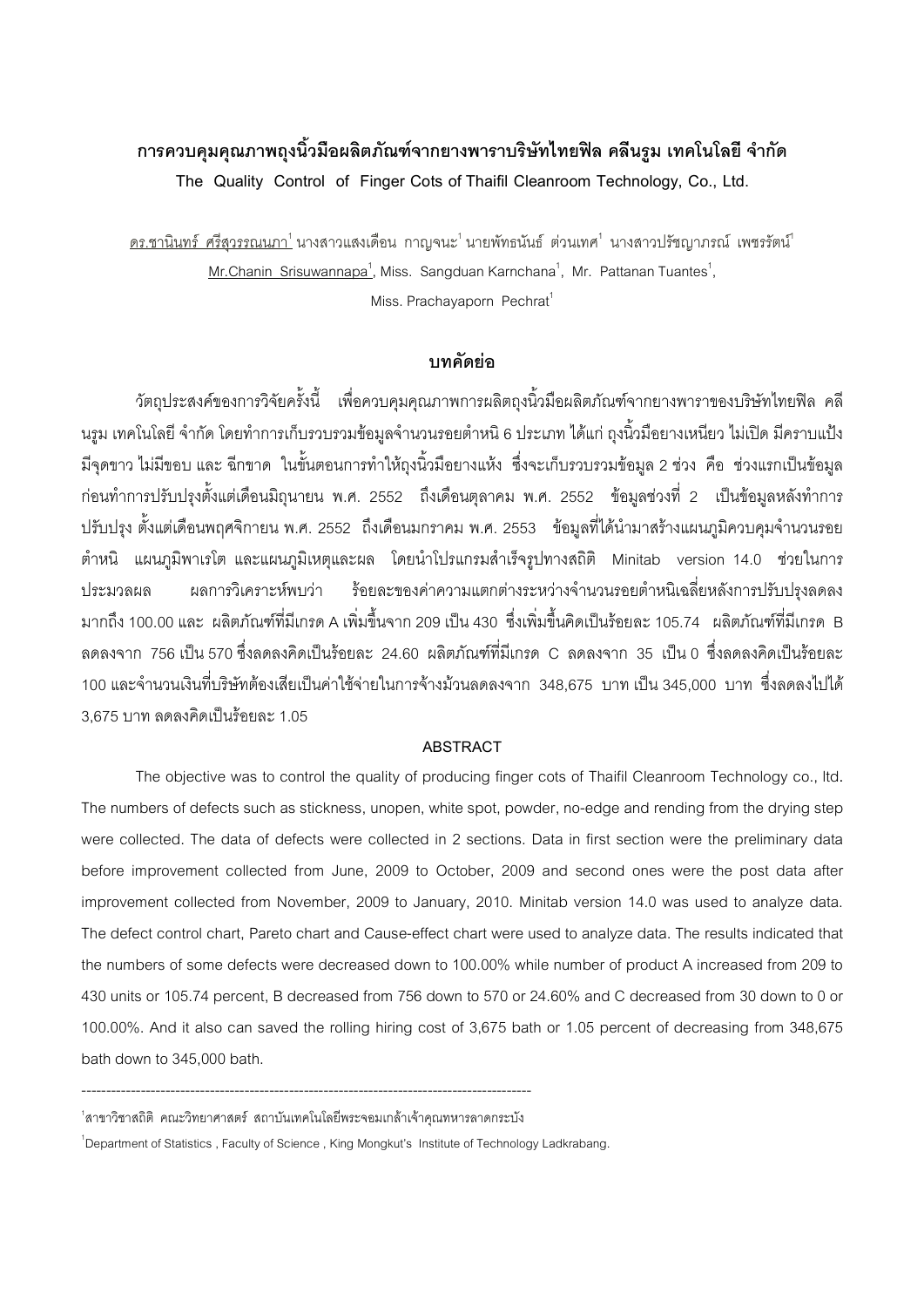# การควบคุมคุณภาพถุงนิ้วมือผลิตภัณฑ์จากยางพาราบริษัทไทยฟิล คลีนรูม เทคโนโลยี จำกัด

**The Quality Control of Finger Cots of Thaifil Cleanroom Technology, Co., Ltd.**

ดร.ชานินทร์ ศรีสุวรรณนภา[1] นางสาวแสงเดือน กาญจนะ[1] นายพัทธนันธ์ ต่วนเทศ[1] นางสาวปรัชญาภรณ์ เพชรรัตน์[1]

Mr.Chanin Srisuwannapa[1], Miss. Sangduan Karnchana[1], Mr. Pattanan Tuantes[1], Miss. Prachayaporn Pechrat[1]

## บทคัดย่อ

วัตถุประสงค์ของการวิจัยครั้งนี้ เพื่อควบคุมคุณภาพการผลิตถุงนิ้วมือผลิตภัณฑ์จากยางพาราของบริษัทไทยฟิล คลีนรูม เทคโนโลยี จำกัด โดยทำการเก็บรวบรวมข้อมูลจำนวนรอยตำหนิ 6 ประเภท ได้แก่ ถุงนิ้วมือยางเหนียว ไม่เปิด มีคราบแป้ง มีจุดขาว ไม่มีขอบ และ ฉีกขาด ในขั้นตอนการทำให้ถุงนิ้วมือยางแห้ง ซึ่งจะเก็บรวบรวมข้อมูล 2 ช่วง คือ ช่วงแรกเป็นข้อมูลก่อนทำการปรับปรุงตั้งแต่เดือนมิถุนายน พ.ศ. 2552 ถึงเดือนตุลาคม พ.ศ. 2552 ข้อมูลช่วงที่ 2 เป็นข้อมูลหลังทำการปรับปรุง ตั้งแต่เดือนพฤศจิกายน พ.ศ. 2552 ถึงเดือนมกราคม พ.ศ. 2553 ข้อมูลที่ได้นำมาสร้างแผนภูมิควบคุมจำนวนรอยตำหนิ แผนภูมิพาเรโต และแผนภูมิเหตุและผล โดยนำโปรแกรมสำเร็จรูปทางสถิติ Minitab version 14.0 ช่วยในการประมวลผล ผลการวิเคราะห์พบว่า ร้อยละของค่าความแตกต่างระหว่างจำนวนรอยตำหนิเฉลี่ยหลังการปรับปรุงลดลงมากถึง 100.00 และ ผลิตภัณฑ์ที่มีเกรด A เพิ่มขึ้นจาก 209 เป็น 430 ซึ่งเพิ่มขึ้นคิดเป็นร้อยละ 105.74 ผลิตภัณฑ์ที่มีเกรด B ลดลงจาก 756 เป็น 570 ซึ่งลดลงคิดเป็นร้อยละ 24.60 ผลิตภัณฑ์ที่มีเกรด C ลดลงจาก 35 เป็น 0 ซึ่งลดลงคิดเป็นร้อยละ 100 และจำนวนเงินที่บริษัทต้องเสียเป็นค่าใช้จ่ายในการจ้างม้วนลดลงจาก 348,675 บาท เป็น 345,000 บาท ซึ่งลดลงไปได้ 3,675 บาท ลดลงคิดเป็นร้อยละ 1.05

## ABSTRACT

The objective was to control the quality of producing finger cots of Thaifil Cleanroom Technology co., ltd. The numbers of defects such as stickness, unopen, white spot, powder, no-edge and rending from the drying step were collected. The data of defects were collected in 2 sections. Data in first section were the preliminary data before improvement collected from June, 2009 to October, 2009 and second ones were the post data after improvement collected from November, 2009 to January, 2010. Minitab version 14.0 was used to analyze data. The defect control chart, Pareto chart and Cause-effect chart were used to analyze data. The results indicated that the numbers of some defects were decreased down to 100.00% while number of product A increased from 209 to 430 units or 105.74 percent, B decreased from 756 down to 570 or 24.60% and C decreased from 30 down to 0 or 100.00%. And it also can saved the rolling hiring cost of 3,675 bath or 1.05 percent of decreasing from 348,675 bath down to 345,000 bath.

---

[1]สาขาวิชาสถิติ คณะวิทยาศาสตร์ สถาบันเทคโนโลยีพระจอมเกล้าเจ้าคุณทหารลาดกระบัง

[1]Department of Statistics , Faculty of Science , King Mongkut's Institute of Technology Ladkrabang.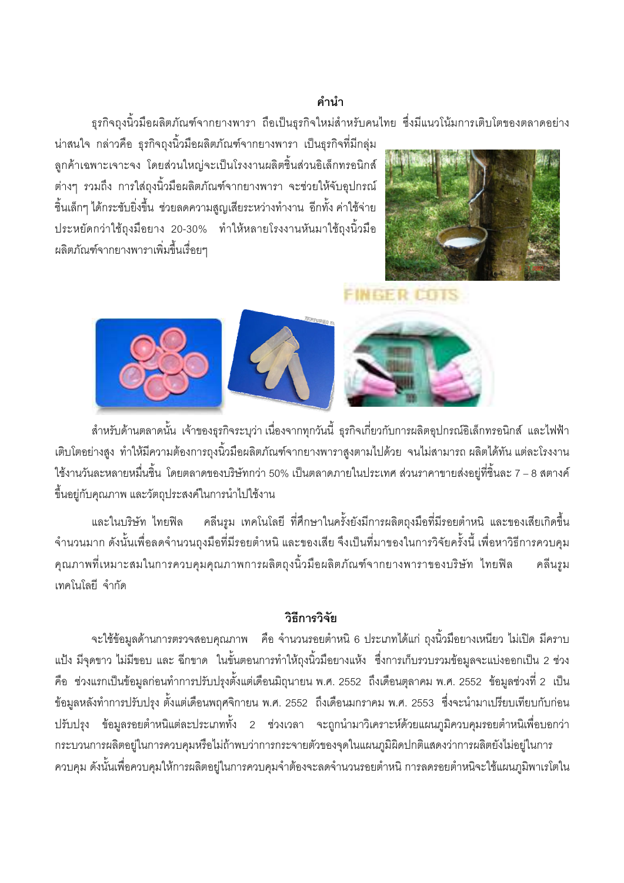## คำนำ

ธุรกิจถุงนิ้วมือผลิตภัณฑ์จากยางพารา ถือเป็นธุรกิจใหม่สำหรับคนไทย ซึ่งมีแนวโน้มการเติบโตของตลาดอย่างน่าสนใจ กล่าวคือ ธุรกิจถุงนิ้วมือผลิตภัณฑ์จากยางพารา เป็นธุรกิจที่มีกลุ่มลูกค้าเฉพาะเจาะจง โดยส่วนใหญ่จะเป็นโรงงานผลิตชิ้นส่วนอิเล็กทรอนิกส์ต่างๆ รวมถึง การใส่ถุงนิ้วมือผลิตภัณฑ์จากยางพารา จะช่วยให้จับอุปกรณ์ชิ้นเล็กๆ ได้กระชับยิ่งขึ้น ช่วยลดความสูญเสียระหว่างทำงาน อีกทั้ง ค่าใช้จ่ายประหยัดกว่าใช้ถุงมือยาง 20-30% ทำให้หลายโรงงานหันมาใช้ถุงนิ้วมือผลิตภัณฑ์จากยางพาราเพิ่มขึ้นเรื่อยๆ

FINGER COTS

สำหรับด้านตลาดนั้น เจ้าของธุรกิจระบุว่า เนื่องจากทุกวันนี้ ธุรกิจเกี่ยวกับการผลิตอุปกรณ์อิเล็กทรอนิกส์ และไฟฟ้าเติบโตอย่างสูง ทำให้มีความต้องการถุงนิ้วมือผลิตภัณฑ์จากยางพาราสูงตามไปด้วย จนไม่สามารถ ผลิตได้ทัน แต่ละโรงงานใช้งานวันละหลายหมื่นชิ้น โดยตลาดของบริษัทกว่า 50% เป็นตลาดภายในประเทศ ส่วนราคาขายส่งอยู่ที่ชิ้นละ 7 – 8 สตางค์ ขึ้นอยู่กับคุณภาพ และวัตถุประสงค์ในการนำไปใช้งาน

และในบริษัท ไทยฟิล คลีนรูม เทคโนโลยี ที่ศึกษาในครั้งนี้ยังมีการผลิตถุงมือที่มีรอยตำหนิ และของเสียเกิดขึ้นจำนวนมาก ดังนั้นเพื่อลดจำนวนถุงมือที่มีรอยตำหนิ และของเสีย จึงเป็นที่มาของในการวิจัยครั้งนี้ เพื่อหาวิธีการควบคุมคุณภาพที่เหมาะสมในการควบคุมคุณภาพการผลิตถุงนิ้วมือผลิตภัณฑ์จากยางพาราของบริษัท ไทยฟิล คลีนรูม เทคโนโลยี จำกัด

## วิธีการวิจัย

จะใช้ข้อมูลด้านการตรวจสอบคุณภาพ คือ จำนวนรอยตำหนิ 6 ประเภทได้แก่ ถุงนิ้วมือยางเหนียว ไม่เปิด มีคราบแป้ง มีจุดขาว ไม่มีขอบ และ ฉีกขาด ในขั้นตอนการทำให้ถุงนิ้วมือยางแห้ง ซึ่งการเก็บรวบรวมข้อมูลจะแบ่งออกเป็น 2 ช่วง คือ ช่วงแรกเป็นข้อมูลก่อนทำการปรับปรุงตั้งแต่เดือนมิถุนายน พ.ศ. 2552 ถึงเดือนตุลาคม พ.ศ. 2552 ข้อมูลช่วงที่ 2 เป็นข้อมูลหลังทำการปรับปรุง ตั้งแต่เดือนพฤศจิกายน พ.ศ. 2552 ถึงเดือนมกราคม พ.ศ. 2553 ซึ่งจะนำมาเปรียบเทียบกับก่อนปรับปรุง ข้อมูลรอยตำหนิแต่ละประเภททั้ง 2 ช่วงเวลา จะถูกนำมาวิเคราะห์ด้วยแผนภูมิควบคุมรอยตำหนิเพื่อบอกว่ากระบวนการผลิตอยู่ในการควบคุมหรือไม่ถ้าพบว่าการกระจายตัวของจุดในแผนภูมิผิดปกติแสดงว่าการผลิตยังไม่อยู่ในการควบคุม ดังนั้นเพื่อควบคุมให้การผลิตอยู่ในการควบคุมจำต้องจะลดจำนวนรอยตำหนิ การลดรอยตำหนิจะใช้แผนภูมิพาเรโตใน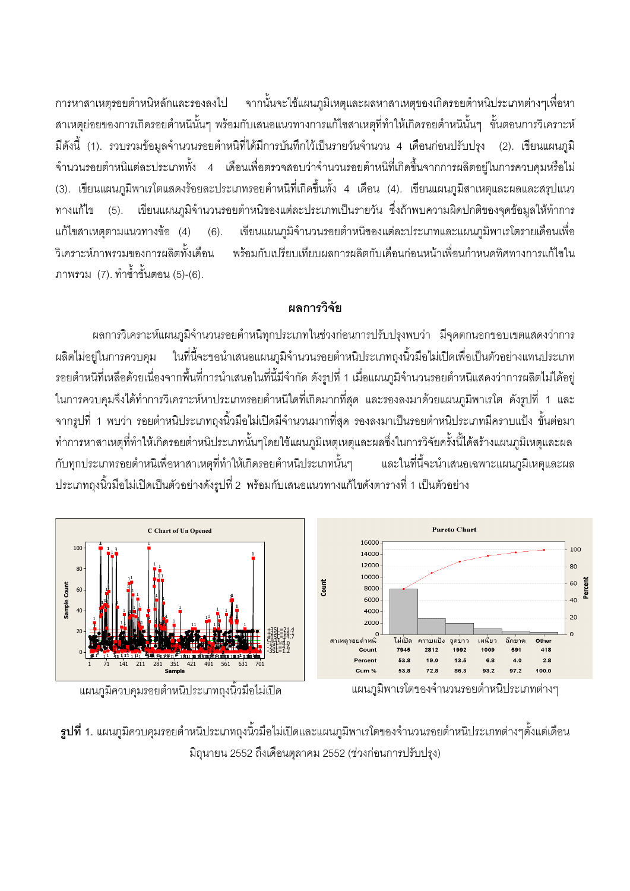การหาสาเหตุรอยตำหนิหลักและรองลงไป จากนั้นจะใช้แผนภูมิเหตุและผลหาสาเหตุของเกิดรอยตำหนิประเภทต่างๆเพื่อหาสาเหตุย่อยของการเกิดรอยตำหนินั้นๆ พร้อมกับเสนอแนวทางการแก้ไขสาเหตุที่ทำให้เกิดรอยตำหนินั้นๆ ขั้นตอนการวิเคราะห์มีดังนี้ (1). รวบรวมข้อมูลจำนวนรอยตำหนิที่ได้มีการบันทึกไว้เป็นรายวันจำนวน 4 เดือนก่อนปรับปรุง (2). เขียนแผนภูมิจำนวนรอยตำหนิแต่ละประเภททั้ง 4 เดือนเพื่อตรวจสอบว่าจำนวนรอยตำหนิที่เกิดขึ้นจากการผลิตอยู่ในการควบคุมหรือไม่ (3). เขียนแผนภูมิพาเรโตแสดงร้อยละประเภทรอยตำหนิที่เกิดขึ้นทั้ง 4 เดือน (4). เขียนแผนภูมิสาเหตุและผลและสรุปแนวทางแก้ไข (5). เขียนแผนภูมิจำนวนรอยตำหนิของแต่ละประเภทเป็นรายวัน ซึ่งถ้าพบความผิดปกติของจุดข้อมูลให้ทำการแก้ไขสาเหตุตามแนวทางข้อ (4) (6). เขียนแผนภูมิจำนวนรอยตำหนิของแต่ละประเภทและแผนภูมิพาเรโตรายเดือนเพื่อวิเคราะห์ภาพรวมของการผลิตทั้งเดือน พร้อมกับเปรียบเทียบผลการผลิตกับเดือนก่อนหน้าเพื่อนกำหนดทิศทางการแก้ไขในภาพรวม (7). ทำซ้ำขั้นตอน (5)-(6).

## ผลการวิจัย

ผลการวิเคราะห์แผนภูมิจำนวนรอยตำหนิทุกประเภทในช่วงก่อนการปรับปรุงพบว่า มีจุดตกนอกขอบเขตแสดงว่าการผลิตไม่อยู่ในการควบคุม ในที่นี้จะขอนำเสนอแผนภูมิจำนวนรอยตำหนิประเภทถุงนิ้วมือไม่เปิดเพื่อเป็นตัวอย่างแทนประเภทรอยตำหนิที่เหลือด้วยเนื่องจากพื้นที่การนำเสนอในที่นี้มีจำกัด ดังรูปที่ 1 เมื่อแผนภูมิจำนวนรอยตำหนิแสดงว่าการผลิตไม่ได้อยู่ในการควบคุมจึงได้ทำการวิเคราะห์หาประเภทรอยตำหนิที่เกิดมากที่สุด และรองลงมาด้วยแผนภูมิพาเรโต ดังรูปที่ 1 และจากรูปที่ 1 พบว่า รอยตำหนิประเภทถุงนิ้วมือไม่เปิดมีจำนวนมากที่สุด รองลงมาเป็นรอยตำหนิประเภทมีคราบแป้ง ขั้นต่อมาทำการหาสาเหตุที่ทำให้เกิดรอยตำหนิประเภทนั้นๆโดยใช้แผนภูมิเหตุเหตุและผลซึ่งในการวิจัยครั้งนี้ได้สร้างแผนภูมิเหตุและผลกับทุกประเภทรอยตำหนิเพื่อหาสาเหตุที่ทำให้เกิดรอยตำหนิประเภทนั้นๆ และในที่นี้จะนำเสนอเฉพาะแผนภูมิเหตุและผลประเภทถุงนิ้วมือไม่เปิดเป็นตัวอย่างดังรูปที่ 2 พร้อมกับเสนอแนวทางแก้ไขดังตารางที่ 1 เป็นตัวอย่าง

C Chart of Un Opened

Pareto Chart

| สาเหตุรอยตำหนิ | ไม่เปิด | คราบแป้ง | จุดขาว | เหนียว | ฉีกขาด | Other |
|---|---|---|---|---|---|---|
| Count | 7945 | 2812 | 1992 | 1009 | 591 | 418 |
| Percent | 53.8 | 19.0 | 13.5 | 6.8 | 4.0 | 2.8 |
| Cum % | 53.8 | 72.8 | 86.3 | 93.2 | 97.2 | 100.0 |

แผนภูมิควบคุมรอยตำหนิประเภทถุงนิ้วมือไม่เปิด

แผนภูมิพาเรโตของจำนวนรอยตำหนิประเภทต่างๆ

**รูปที่ 1.** แผนภูมิควบคุมรอยตำหนิประเภทถุงนิ้วมือไม่เปิดและแผนภูมิพาเรโตของจำนวนรอยตำหนิประเภทต่างๆตั้งแต่เดือนมิถุนายน 2552 ถึงเดือนตุลาคม 2552 (ช่วงก่อนการปรับปรุง)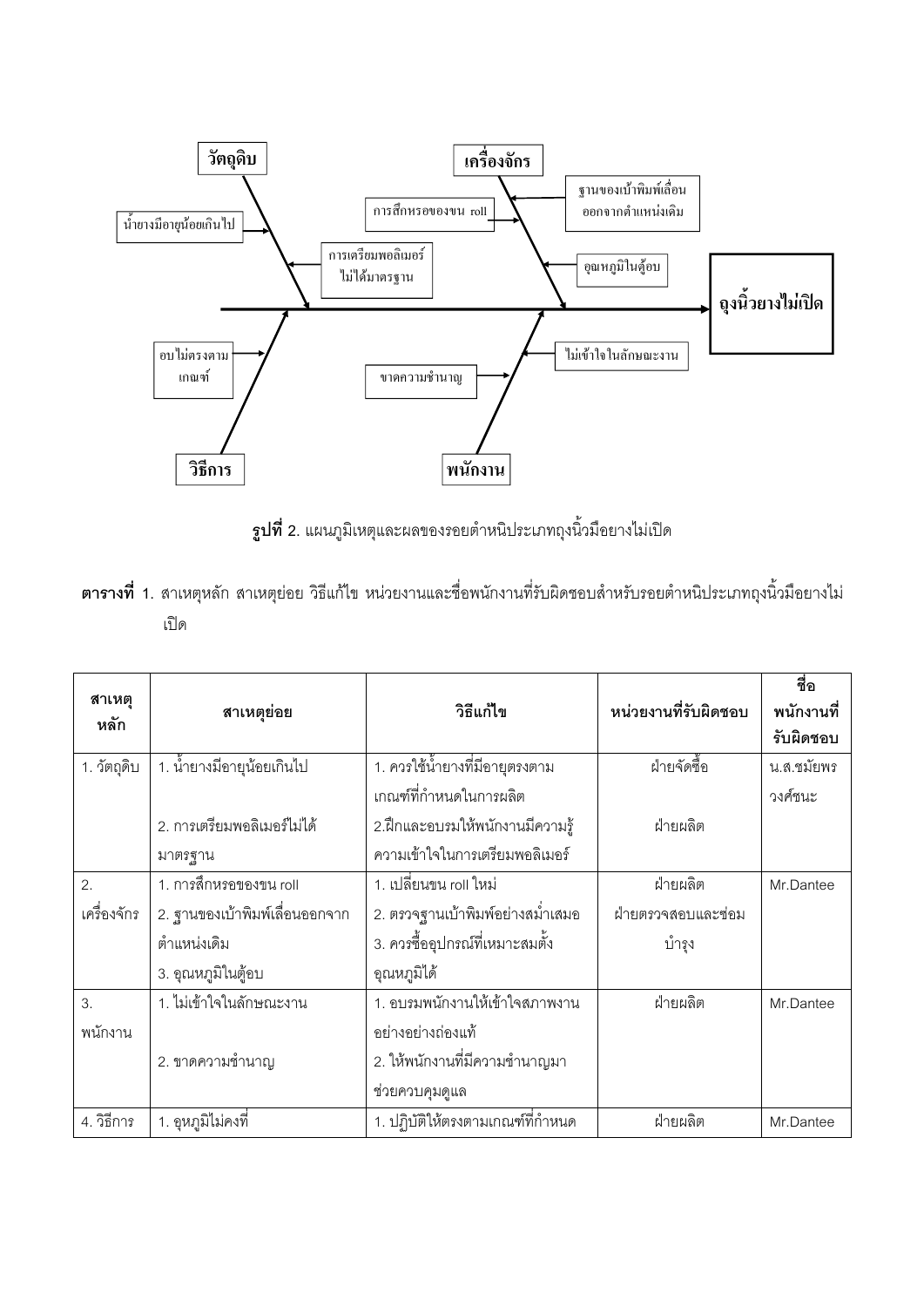วัตถุดิบ

น้ำยางมีอายุน้อยเกินไป

การเตรียมพอลิเมอร์ไม่ได้มาตรฐาน

เครื่องจักร

การสึกหรอของขน roll

ฐานของเบ้าพิมพ์เลื่อนออกจากตำแหน่งเดิม

อุณหภูมิในตู้อบ

ถุงนิ้วยางไม่เปิด

อบไม่ตรงตามเกณฑ์

วิธีการ

ไม่เข้าใจในลักษณะงาน

ขาดความชำนาญ

พนักงาน

**รูปที่ 2.** แผนภูมิเหตุและผลของรอยตำหนิประเภทถุงนิ้วมือยางไม่เปิด

**ตารางที่ 1.** สาเหตุหลัก สาเหตุย่อย วิธีแก้ไข หน่วยงานและชื่อพนักงานที่รับผิดชอบสำหรับรอยตำหนิประเภทถุงนิ้วมือยางไม่เปิด

| สาเหตุหลัก | สาเหตุย่อย | วิธีแก้ไข | หน่วยงานที่รับผิดชอบ | ชื่อพนักงานที่รับผิดชอบ |
|---|---|---|---|---|
| 1. วัตถุดิบ | 1. น้ำยางมีอายุน้อยเกินไป | 1. ควรใช้น้ำยางที่มีอายุตรงตามเกณฑ์ที่กำหนดในการผลิต | ฝ่ายจัดซื้อ | น.ส.ชมัยพร วงศ์ชนะ |
| | 2. การเตรียมพอลิเมอร์ไม่ได้มาตรฐาน | 2.ฝึกและอบรมให้พนักงานมีความรู้ความเข้าใจในการเตรียมพอลิเมอร์ | ฝ่ายผลิต | |
| 2. เครื่องจักร | 1. การสึกหรอของขน roll<br>2. ฐานของเบ้าพิมพ์เลื่อนออกจากตำแหน่งเดิม<br>3. อุณหภูมิในตู้อบ | 1. เปลี่ยนขน roll ใหม่<br>2. ตรวจฐานเบ้าพิมพ์อย่างสม่ำเสมอ<br>3. ควรซื้ออุปกรณ์ที่เหมาะสมตั้งอุณหภูมิได้ | ฝ่ายผลิต<br>ฝ่ายตรวจสอบและซ่อมบำรุง | Mr.Dantee |
| 3. พนักงาน | 1. ไม่เข้าใจในลักษณะงาน | 1. อบรมพนักงานให้เข้าใจสภาพงานอย่างอย่างถ่องแท้ | ฝ่ายผลิต | Mr.Dantee |
| | 2. ขาดความชำนาญ | 2. ให้พนักงานที่มีความชำนาญมาช่วยควบคุมดูแล | | |
| 4. วิธีการ | 1. อุหภูมิไม่คงที่ | 1. ปฏิบัติให้ตรงตามเกณฑ์ที่กำหนด | ฝ่ายผลิต | Mr.Dantee |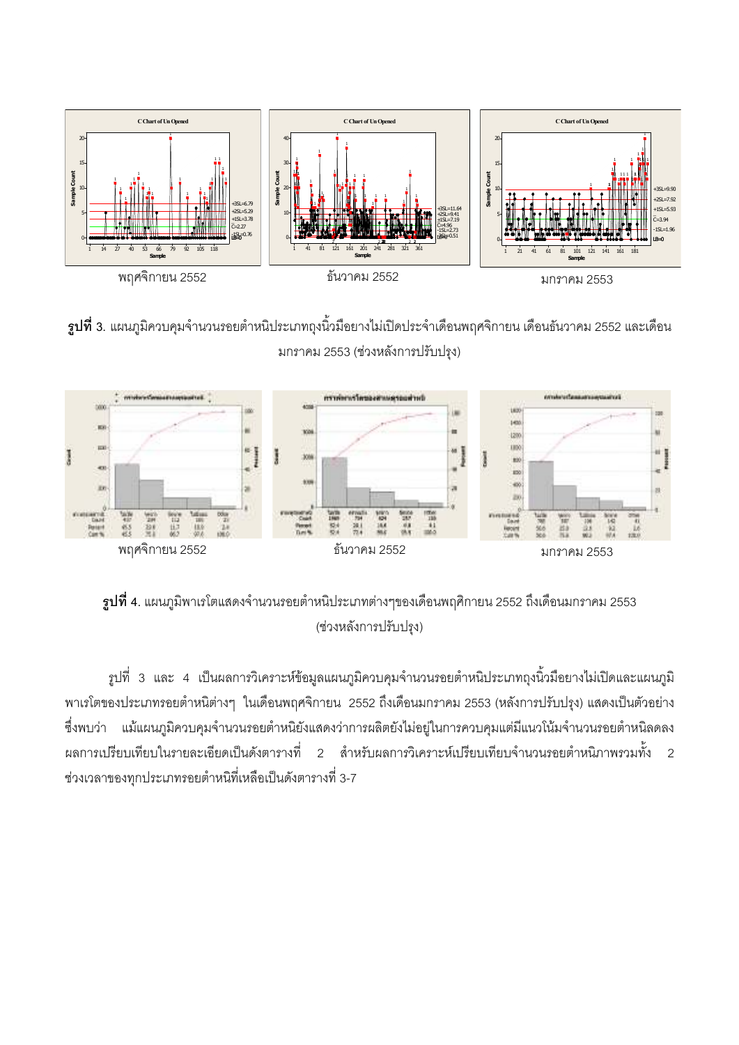พฤศจิกายน 2552 ธันวาคม 2552 มกราคม 2553

**รูปที่** 3. แผนภูมิควบคุมจำนวนรอยตำหนิประเภทถุงนิ้วมือยางไม่เปิดประจำเดือนพฤศจิกายน เดือนธันวาคม 2552 และเดือนมกราคม 2553 (ช่วงหลังการปรับปรุง)

พฤศจิกายน 2552 ธันวาคม 2552 มกราคม 2553

**รูปที่** 4. แผนภูมิพาเรโตแสดงจำนวนรอยตำหนิประเภทต่างๆของเดือนพฤศิกายน 2552 ถึงเดือนมกราคม 2553 (ช่วงหลังการปรับปรุง)

รูปที่ 3 และ 4 เป็นผลการวิเคราะห์ข้อมูลแผนภูมิควบคุมจำนวนรอยตำหนิประเภทถุงนิ้วมือยางไม่เปิดและแผนภูมิพาเรโตของประเภทรอยตำหนิต่างๆ ในเดือนพฤศิกายน 2552 ถึงเดือนมกราคม 2553 (หลังการปรับปรุง) แสดงเป็นตัวอย่าง ซึ่งพบว่า แม้แผนภูมิควบคุมจำนวนรอยตำหนิยังแสดงว่าการผลิตยังไม่อยู่ในการควบคุมแต่มีแนวโน้มจำนวนรอยตำหนิลดลง ผลการเปรียบเทียบในรายละเอียดเป็นดังตารางที่ 2 สำหรับผลการวิเคราะห์เปรียบเทียบจำนวนรอยตำหนิภาพรวมทั้ง 2 ช่วงเวลาของทุกประเภทรอยตำหนิที่เหลือเป็นดังตารางที่ 3-7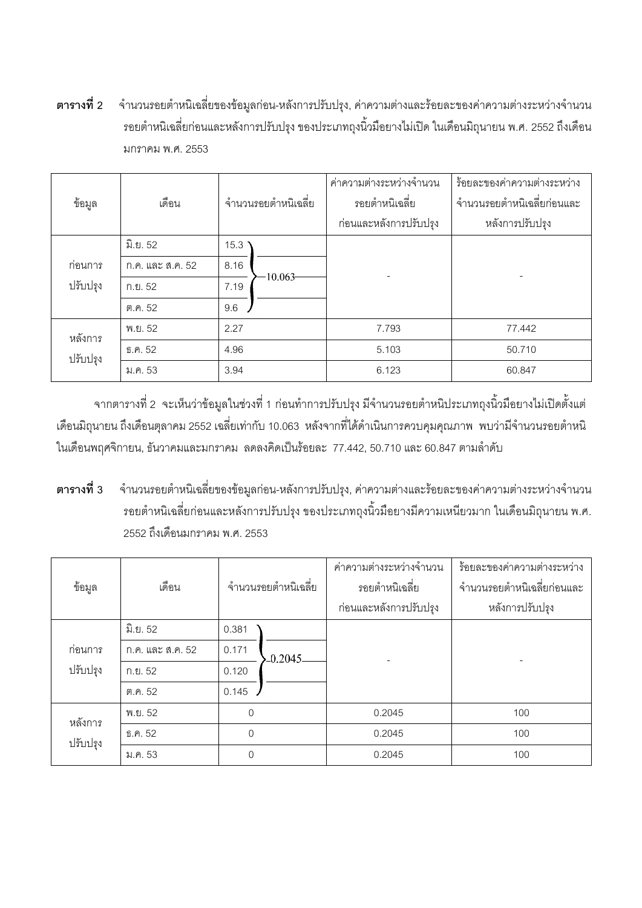**ตารางที่ 2** จำนวนรอยตำหนิเฉลี่ยของข้อมูลก่อน-หลังการปรับปรุง, ค่าความต่างและร้อยละของค่าความต่างระหว่างจำนวนรอยตำหนิเฉลี่ยก่อนและหลังการปรับปรุง ของประเภทถุงนิ้วมือยางไม่เปิด ในเดือนมิถุนายน พ.ศ. 2552 ถึงเดือนมกราคม พ.ศ. 2553

| ข้อมูล | เดือน | จำนวนรอยตำหนิเฉลี่ย | | ค่าความต่างระหว่างจำนวนรอยตำหนิเฉลี่ยก่อนและหลังการปรับปรุง | ร้อยละของค่าความต่างระหว่างจำนวนรอยตำหนิเฉลี่ยก่อนและหลังการปรับปรุง |
|---|---|---|---|---|---|
| ก่อนการปรับปรุง | มิ.ย. 52 | 15.3 | 10.063 | - | - |
| | ก.ค. และ ส.ค. 52 | 8.16 | | | |
| | ก.ย. 52 | 7.19 | | | |
| | ต.ค. 52 | 9.6 | | | |
| หลังการปรับปรุง | พ.ย. 52 | 2.27 | | 7.793 | 77.442 |
| | ธ.ค. 52 | 4.96 | | 5.103 | 50.710 |
| | ม.ค. 53 | 3.94 | | 6.123 | 60.847 |

จากตารางที่ 2 จะเห็นว่าข้อมูลในช่วงที่ 1 ก่อนทำการปรับปรุง มีจำนวนรอยตำหนิประเภทถุงนิ้วมือยางไม่เปิดตั้งแต่เดือนมิถุนายน ถึงเดือนตุลาคม 2552 เฉลี่ยเท่ากับ 10.063 หลังจากที่ได้ดำเนินการควบคุมคุณภาพ พบว่ามีจำนวนรอยตำหนิในเดือนพฤศจิกายน, ธันวาคมและมกราคม ลดลงคิดเป็นร้อยละ 77.442, 50.710 และ 60.847 ตามลำดับ

**ตารางที่ 3** จำนวนรอยตำหนิเฉลี่ยของข้อมูลก่อน-หลังการปรับปรุง, ค่าความต่างและร้อยละของค่าความต่างระหว่างจำนวนรอยตำหนิเฉลี่ยก่อนและหลังการปรับปรุง ของประเภทถุงนิ้วมือยางมีความเหนียวมาก ในเดือนมิถุนายน พ.ศ. 2552 ถึงเดือนมกราคม พ.ศ. 2553

| ข้อมูล | เดือน | จำนวนรอยตำหนิเฉลี่ย | | ค่าความต่างระหว่างจำนวนรอยตำหนิเฉลี่ยก่อนและหลังการปรับปรุง | ร้อยละของค่าความต่างระหว่างจำนวนรอยตำหนิเฉลี่ยก่อนและหลังการปรับปรุง |
|---|---|---|---|---|---|
| ก่อนการปรับปรุง | มิ.ย. 52 | 0.381 | 0.2045 | - | - |
| | ก.ค. และ ส.ค. 52 | 0.171 | | | |
| | ก.ย. 52 | 0.120 | | | |
| | ต.ค. 52 | 0.145 | | | |
| หลังการปรับปรุง | พ.ย. 52 | 0 | | 0.2045 | 100 |
| | ธ.ค. 52 | 0 | | 0.2045 | 100 |
| | ม.ค. 53 | 0 | | 0.2045 | 100 |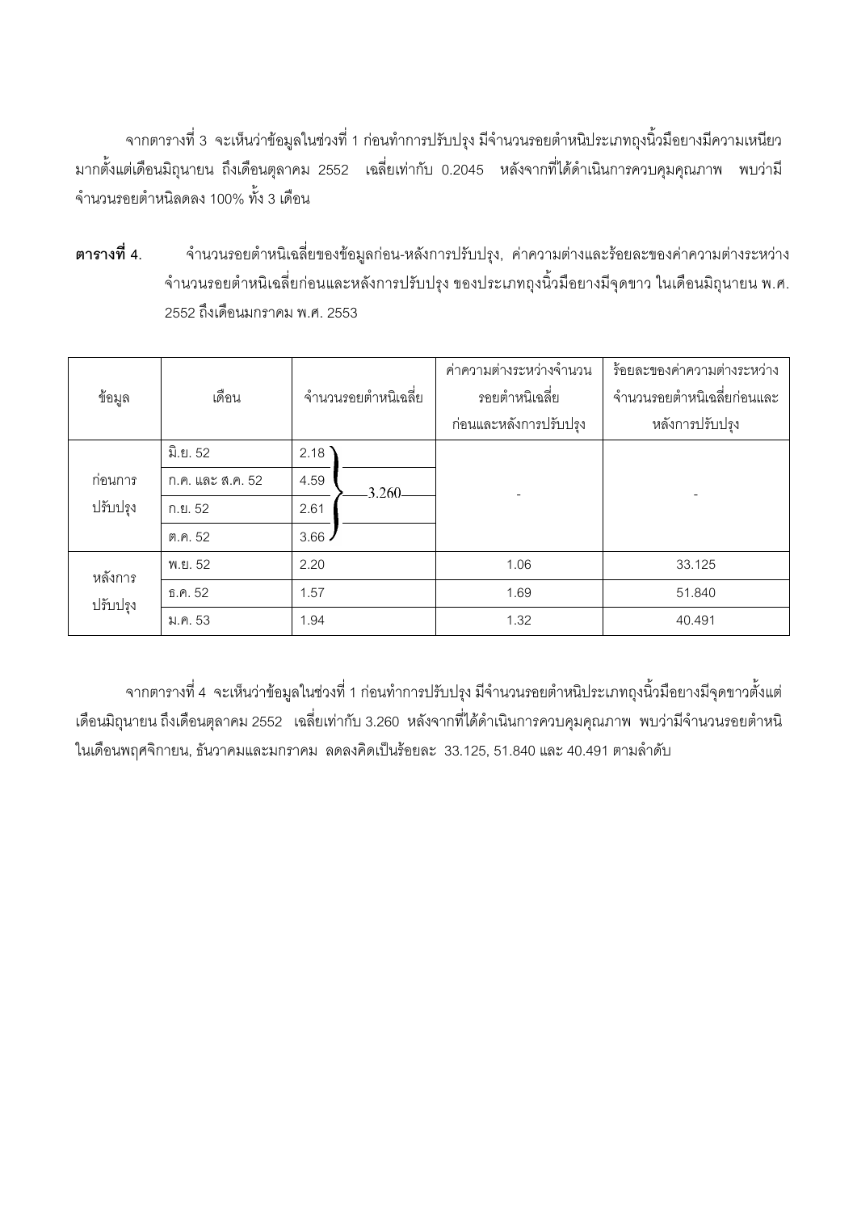จากตารางที่ 3 จะเห็นว่าข้อมูลในช่วงที่ 1 ก่อนทำการปรับปรุง มีจำนวนรอยตำหนิประเภทถุงนิ้วมือยางมีความเหนียวมากตั้งแต่เดือนมิถุนายน ถึงเดือนตุลาคม 2552 เฉลี่ยเท่ากับ 0.2045 หลังจากที่ได้ดำเนินการควบคุมคุณภาพ พบว่ามีจำนวนรอยตำหนิลดลง 100% ทั้ง 3 เดือน

**ตารางที่ 4.** จำนวนรอยตำหนิเฉลี่ยของข้อมูลก่อน-หลังการปรับปรุง, ค่าความต่างและร้อยละของค่าความต่างระหว่างจำนวนรอยตำหนิเฉลี่ยก่อนและหลังการปรับปรุง ของประเภทถุงนิ้วมือยางมีจุดขาว ในเดือนมิถุนายน พ.ศ. 2552 ถึงเดือนมกราคม พ.ศ. 2553

| ข้อมูล | เดือน | จำนวนรอยตำหนิเฉลี่ย | | ค่าความต่างระหว่างจำนวนรอยตำหนิเฉลี่ยก่อนและหลังการปรับปรุง | ร้อยละของค่าความต่างระหว่างจำนวนรอยตำหนิเฉลี่ยก่อนและหลังการปรับปรุง |
|---|---|---|---|---|---|
| ก่อนการปรับปรุง | มิ.ย. 52 | 2.18 | 3.260 | - | - |
| | ก.ค. และ ส.ค. 52 | 4.59 | | | |
| | ก.ย. 52 | 2.61 | | | |
| | ต.ค. 52 | 3.66 | | | |
| หลังการปรับปรุง | พ.ย. 52 | 2.20 | | 1.06 | 33.125 |
| | ธ.ค. 52 | 1.57 | | 1.69 | 51.840 |
| | ม.ค. 53 | 1.94 | | 1.32 | 40.491 |

จากตารางที่ 4 จะเห็นว่าข้อมูลในช่วงที่ 1 ก่อนทำการปรับปรุง มีจำนวนรอยตำหนิประเภทถุงนิ้วมือยางมีจุดขาวตั้งแต่เดือนมิถุนายน ถึงเดือนตุลาคม 2552 เฉลี่ยเท่ากับ 3.260 หลังจากที่ได้ดำเนินการควบคุมคุณภาพ พบว่ามีจำนวนรอยตำหนิในเดือนพฤศจิกายน, ธันวาคมและมกราคม ลดลงคิดเป็นร้อยละ 33.125, 51.840 และ 40.491 ตามลำดับ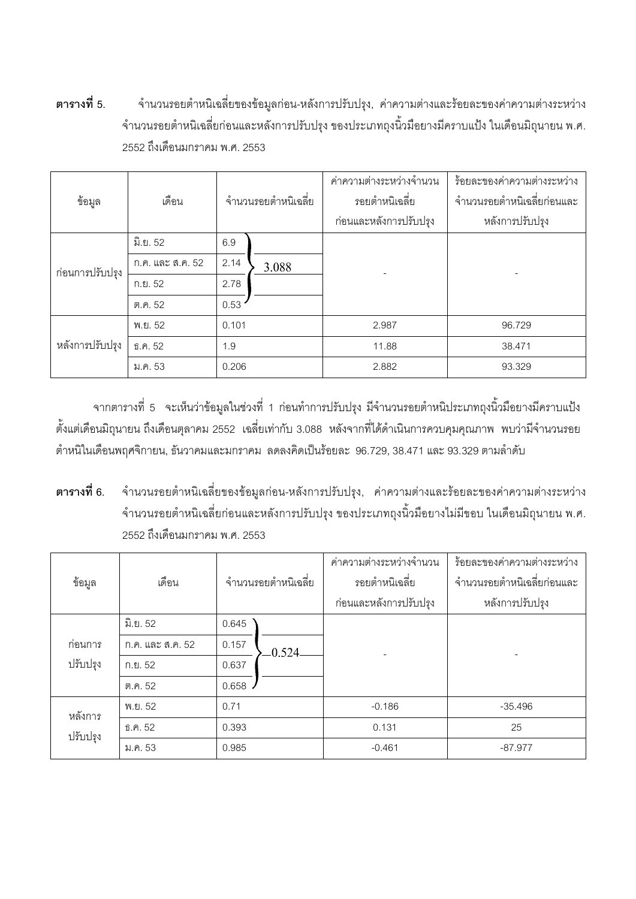**ตารางที่ 5.** จำนวนรอยตำหนิเฉลี่ยของข้อมูลก่อน-หลังการปรับปรุง, ค่าความต่างและร้อยละของค่าความต่างระหว่างจำนวนรอยตำหนิเฉลี่ยก่อนและหลังการปรับปรุง ของประเภทถุงนิ้วมือยางมีคราบแป้ง ในเดือนมิถุนายน พ.ศ. 2552 ถึงเดือนมกราคม พ.ศ. 2553

| ข้อมูล | เดือน | จำนวนรอยตำหนิเฉลี่ย | | ค่าความต่างระหว่างจำนวนรอยตำหนิเฉลี่ยก่อนและหลังการปรับปรุง | ร้อยละของค่าความต่างระหว่างจำนวนรอยตำหนิเฉลี่ยก่อนและหลังการปรับปรุง |
|---|---|---|---|---|---|
| ก่อนการปรับปรุง | มิ.ย. 52 | 6.9 | 3.088 | - | - |
| | ก.ค. และ ส.ค. 52 | 2.14 | | | |
| | ก.ย. 52 | 2.78 | | | |
| | ต.ค. 52 | 0.53 | | | |
| หลังการปรับปรุง | พ.ย. 52 | 0.101 | | 2.987 | 96.729 |
| | ธ.ค. 52 | 1.9 | | 11.88 | 38.471 |
| | ม.ค. 53 | 0.206 | | 2.882 | 93.329 |

จากตารางที่ 5 จะเห็นว่าข้อมูลในช่วงที่ 1 ก่อนทำการปรับปรุง มีจำนวนรอยตำหนิประเภทถุงนิ้วมือยางมีคราบแป้ง ตั้งแต่เดือนมิถุนายน ถึงเดือนตุลาคม 2552 เฉลี่ยเท่ากับ 3.088 หลังจากที่ได้ดำเนินการควบคุมคุณภาพ พบว่ามีจำนวนรอยตำหนิในเดือนพฤศจิกายน, ธันวาคมและมกราคม ลดลงคิดเป็นร้อยละ 96.729, 38.471 และ 93.329 ตามลำดับ

**ตารางที่ 6.** จำนวนรอยตำหนิเฉลี่ยของข้อมูลก่อน-หลังการปรับปรุง, ค่าความต่างและร้อยละของค่าความต่างระหว่างจำนวนรอยตำหนิเฉลี่ยก่อนและหลังการปรับปรุง ของประเภทถุงนิ้วมือยางไม่มีขอบ ในเดือนมิถุนายน พ.ศ. 2552 ถึงเดือนมกราคม พ.ศ. 2553

| ข้อมูล | เดือน | จำนวนรอยตำหนิเฉลี่ย | | ค่าความต่างระหว่างจำนวนรอยตำหนิเฉลี่ยก่อนและหลังการปรับปรุง | ร้อยละของค่าความต่างระหว่างจำนวนรอยตำหนิเฉลี่ยก่อนและหลังการปรับปรุง |
|---|---|---|---|---|---|
| ก่อนการปรับปรุง | มิ.ย. 52 | 0.645 | 0.524 | - | - |
| | ก.ค. และ ส.ค. 52 | 0.157 | | | |
| | ก.ย. 52 | 0.637 | | | |
| | ต.ค. 52 | 0.658 | | | |
| หลังการปรับปรุง | พ.ย. 52 | 0.71 | | -0.186 | -35.496 |
| | ธ.ค. 52 | 0.393 | | 0.131 | 25 |
| | ม.ค. 53 | 0.985 | | -0.461 | -87.977 |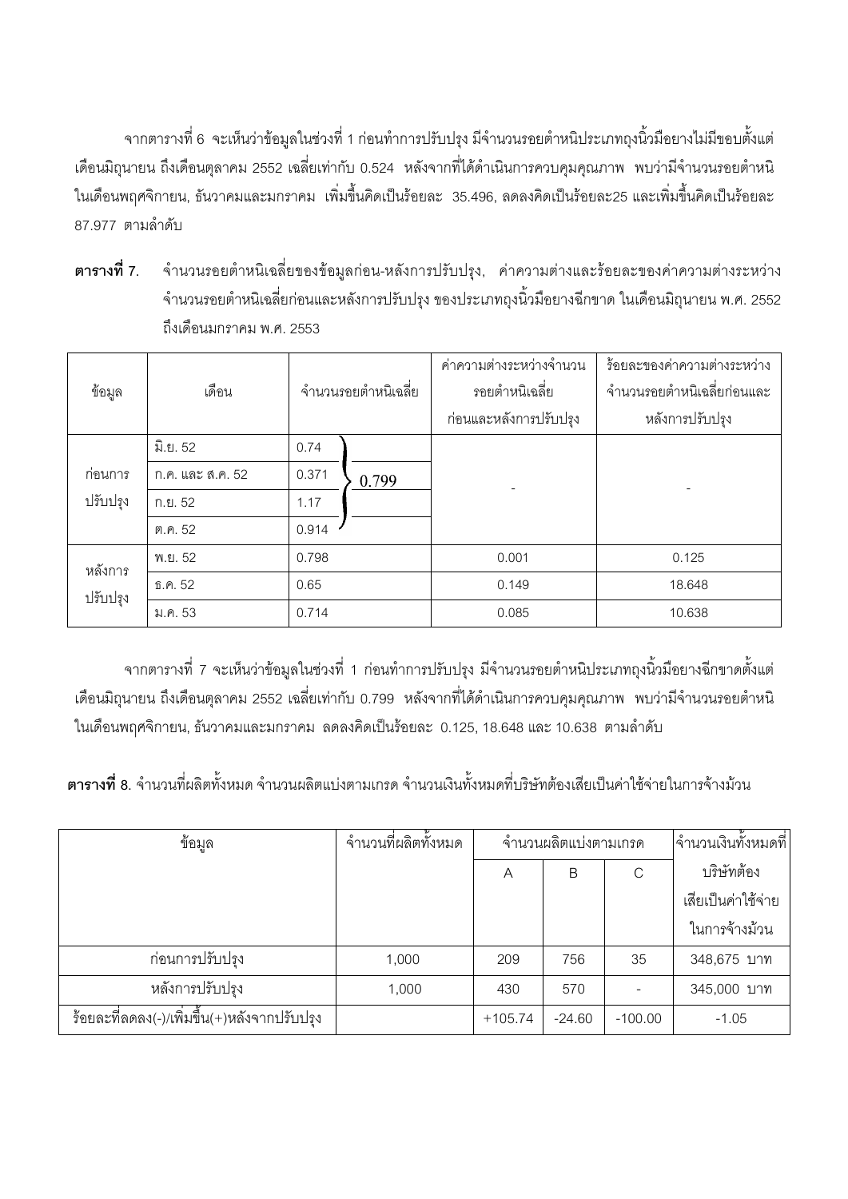จากตารางที่ 6 จะเห็นว่าข้อมูลในช่วงที่ 1 ก่อนทำการปรับปรุง มีจำนวนรอยตำหนิประเภทถุงนิ้วมือยางไม่มีขอบตั้งแต่เดือนมิถุนายน ถึงเดือนตุลาคม 2552 เฉลี่ยเท่ากับ 0.524 หลังจากที่ได้ดำเนินการควบคุมคุณภาพ พบว่ามีจำนวนรอยตำหนิในเดือนพฤศจิกายน, ธันวาคมและมกราคม เพิ่มขึ้นคิดเป็นร้อยละ 35.496, ลดลงคิดเป็นร้อยละ25 และเพิ่มขึ้นคิดเป็นร้อยละ 87.977 ตามลำดับ

**ตารางที่ 7.** จำนวนรอยตำหนิเฉลี่ยของข้อมูลก่อน-หลังการปรับปรุง, ค่าความต่างและร้อยละของค่าความต่างระหว่างจำนวนรอยตำหนิเฉลี่ยก่อนและหลังการปรับปรุง ของประเภทถุงนิ้วมือยางฉีกขาด ในเดือนมิถุนายน พ.ศ. 2552 ถึงเดือนมกราคม พ.ศ. 2553

| ข้อมูล | เดือน | จำนวนรอยตำหนิเฉลี่ย | | ค่าความต่างระหว่างจำนวนรอยตำหนิเฉลี่ยก่อนและหลังการปรับปรุง | ร้อยละของค่าความต่างระหว่างจำนวนรอยตำหนิเฉลี่ยก่อนและหลังการปรับปรุง |
|---|---|---|---|---|---|
| ก่อนการปรับปรุง | มิ.ย. 52 | 0.74 | 0.799 | - | - |
| | ก.ค. และ ส.ค. 52 | 0.371 | | | |
| | ก.ย. 52 | 1.17 | | | |
| | ต.ค. 52 | 0.914 | | | |
| หลังการปรับปรุง | พ.ย. 52 | 0.798 | | 0.001 | 0.125 |
| | ธ.ค. 52 | 0.65 | | 0.149 | 18.648 |
| | ม.ค. 53 | 0.714 | | 0.085 | 10.638 |

จากตารางที่ 7 จะเห็นว่าข้อมูลในช่วงที่ 1 ก่อนทำการปรับปรุง มีจำนวนรอยตำหนิประเภทถุงนิ้วมือยางฉีกขาดตั้งแต่เดือนมิถุนายน ถึงเดือนตุลาคม 2552 เฉลี่ยเท่ากับ 0.799 หลังจากที่ได้ดำเนินการควบคุมคุณภาพ พบว่ามีจำนวนรอยตำหนิในเดือนพฤศจิกายน, ธันวาคมและมกราคม ลดลงคิดเป็นร้อยละ 0.125, 18.648 และ 10.638 ตามลำดับ

**ตารางที่ 8.** จำนวนที่ผลิตทั้งหมด จำนวนผลิตแบ่งตามเกรด จำนวนเงินทั้งหมดที่บริษัทต้องเสียเป็นค่าใช้จ่ายในการจ้างม้วน

| ข้อมูล | จำนวนที่ผลิตทั้งหมด | จำนวนผลิตแบ่งตามเกรด | | | จำนวนเงินทั้งหมดที่บริษัทต้องเสียเป็นค่าใช้จ่ายในการจ้างม้วน |
|---|---|---|---|---|---|
| | | A | B | C | |
| ก่อนการปรับปรุง | 1,000 | 209 | 756 | 35 | 348,675 บาท |
| หลังการปรับปรุง | 1,000 | 430 | 570 | - | 345,000 บาท |
| ร้อยละที่ลดลง(-)/เพิ่มขึ้น(+)หลังจากปรับปรุง | | +105.74 | -24.60 | -100.00 | -1.05 |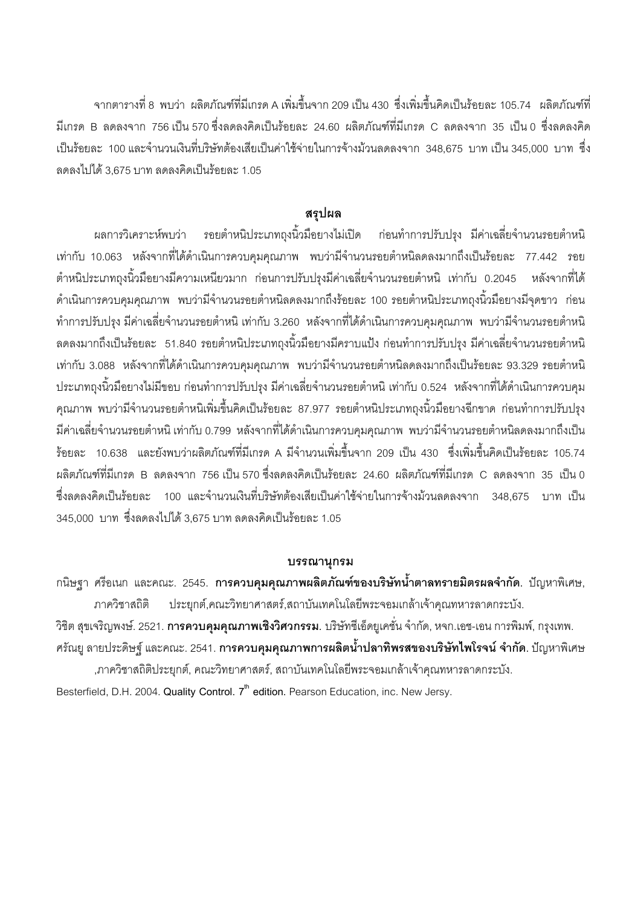จากตารางที่ 8 พบว่า ผลิตภัณฑ์ที่มีเกรด A เพิ่มขึ้นจาก 209 เป็น 430 ซึ่งเพิ่มขึ้นคิดเป็นร้อยละ 105.74 ผลิตภัณฑ์ที่มีเกรด B ลดลงจาก 756 เป็น 570 ซึ่งลดลงคิดเป็นร้อยละ 24.60 ผลิตภัณฑ์ที่มีเกรด C ลดลงจาก 35 เป็น 0 ซึ่งลดลงคิดเป็นร้อยละ 100 และจำนวนเงินที่บริษัทต้องเสียเป็นค่าใช้จ่ายในการจ้างม้วนลดลงจาก 348,675 บาท เป็น 345,000 บาท ซึ่งลดลงไปได้ 3,675 บาท ลดลงคิดเป็นร้อยละ 1.05

## สรุปผล

ผลการวิเคราะห์พบว่า รอยตำหนิประเภทถุงนิ้วมือยางไม่เปิด ก่อนทำการปรับปรุง มีค่าเฉลี่ยจำนวนรอยตำหนิเท่ากับ 10.063 หลังจากที่ได้ดำเนินการควบคุมคุณภาพ พบว่ามีจำนวนรอยตำหนิลดลงมากถึงเป็นร้อยละ 77.442 รอยตำหนิประเภทถุงนิ้วมือยางมีความเหนียวมาก ก่อนการปรับปรุงมีค่าเฉลี่ยจำนวนรอยตำหนิ เท่ากับ 0.2045 หลังจากที่ได้ดำเนินการควบคุมคุณภาพ พบว่ามีจำนวนรอยตำหนิลดลงมากถึงร้อยละ 100 รอยตำหนิประเภทถุงนิ้วมือยางมีจุดขาว ก่อนทำการปรับปรุง มีค่าเฉลี่ยจำนวนรอยตำหนิ เท่ากับ 3.260 หลังจากที่ได้ดำเนินการควบคุมคุณภาพ พบว่ามีจำนวนรอยตำหนิลดลงมากถึงเป็นร้อยละ 51.840 รอยตำหนิประเภทถุงนิ้วมือยางมีคราบแป้ง ก่อนทำการปรับปรุง มีค่าเฉลี่ยจำนวนรอยตำหนิเท่ากับ 3.088 หลังจากที่ได้ดำเนินการควบคุมคุณภาพ พบว่ามีจำนวนรอยตำหนิลดลงมากถึงเป็นร้อยละ 93.329 รอยตำหนิประเภทถุงนิ้วมือยางไม่มีขอบ ก่อนทำการปรับปรุง มีค่าเฉลี่ยจำนวนรอยตำหนิ เท่ากับ 0.524 หลังจากที่ได้ดำเนินการควบคุมคุณภาพ พบว่ามีจำนวนรอยตำหนิเพิ่มขึ้นคิดเป็นร้อยละ 87.977 รอยตำหนิประเภทถุงนิ้วมือยางฉีกขาด ก่อนทำการปรับปรุง มีค่าเฉลี่ยจำนวนรอยตำหนิ เท่ากับ 0.799 หลังจากที่ได้ดำเนินการควบคุมคุณภาพ พบว่ามีจำนวนรอยตำหนิลดลงมากถึงเป็นร้อยละ 10.638 และยังพบว่าผลิตภัณฑ์ที่มีเกรด A มีจำนวนเพิ่มขึ้นจาก 209 เป็น 430 ซึ่งเพิ่มขึ้นคิดเป็นร้อยละ 105.74 ผลิตภัณฑ์ที่มีเกรด B ลดลงจาก 756 เป็น 570 ซึ่งลดลงคิดเป็นร้อยละ 24.60 ผลิตภัณฑ์ที่มีเกรด C ลดลงจาก 35 เป็น 0 ซึ่งลดลงคิดเป็นร้อยละ 100 และจำนวนเงินที่บริษัทต้องเสียเป็นค่าใช้จ่ายในการจ้างม้วนลดลงจาก 348,675 บาท เป็น 345,000 บาท ซึ่งลดลงไปได้ 3,675 บาท ลดลงคิดเป็นร้อยละ 1.05

## บรรณานุกรม

กนิษฐา ศรีอเนก และคณะ. 2545. **การควบคุมคุณภาพผลิตภัณฑ์ของบริษัทน้ำตาลทรายมิตรผลจำกัด**. ปัญหาพิเศษ, ภาควิชาสถิติ ประยุกต์,คณะวิทยาศาสตร์,สถาบันเทคโนโลยีพระจอมเกล้าเจ้าคุณทหารลาดกระบัง.

วิชิต สุขเจริญพงษ์. 2521. **การควบคุมคุณภาพเชิงวิศวกรรม**. บริษัทซีเอ็ดยูเคชั่น จำกัด, หจก.เอช-เอน การพิมพ์, กรุงเทพ.

ศรัณยู ลายประดิษฐ์ และคณะ. 2541. **การควบคุมคุณภาพการผลิตน้ำปลาทิพรสของบริษัทไพโรจน์ จำกัด**. ปัญหาพิเศษ ,ภาควิชาสถิติประยุกต์, คณะวิทยาศาสตร์, สถาบันเทคโนโลยีพระจอมเกล้าเจ้าคุณทหารลาดกระบัง.

Besterfield, D.H. 2004. **Quality Control. 7th edition.** Pearson Education, inc. New Jersy.